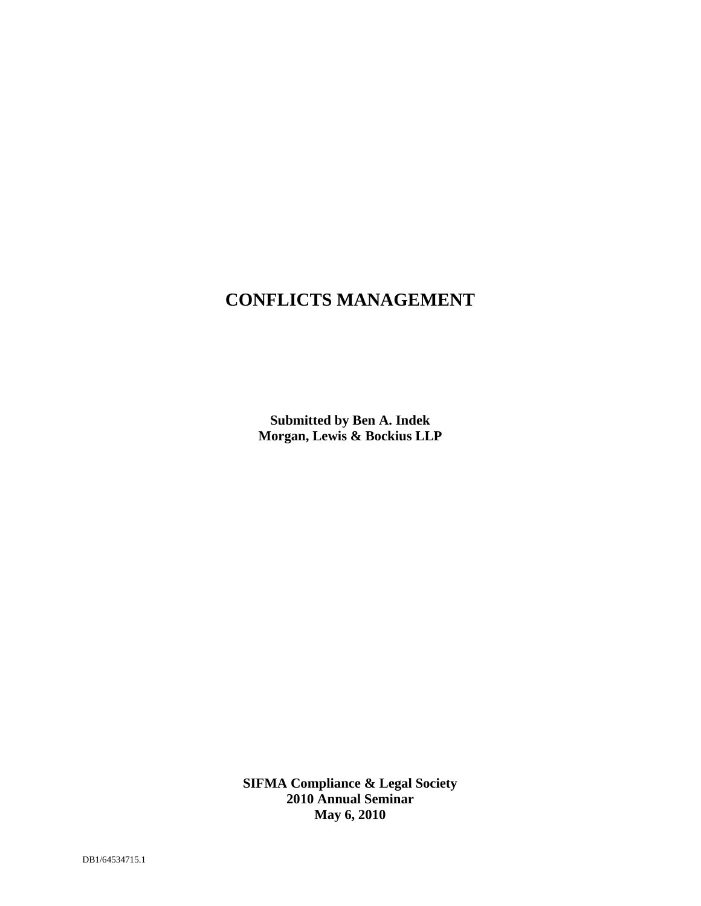# CONFLICTS MANAGEMENT

**Submitted by Ben A. Indek**
**Morgan, Lewis & Bockius LLP**

**SIFMA Compliance & Legal Society**
**2010 Annual Seminar**
**May 6, 2010**

DB1/64534715.1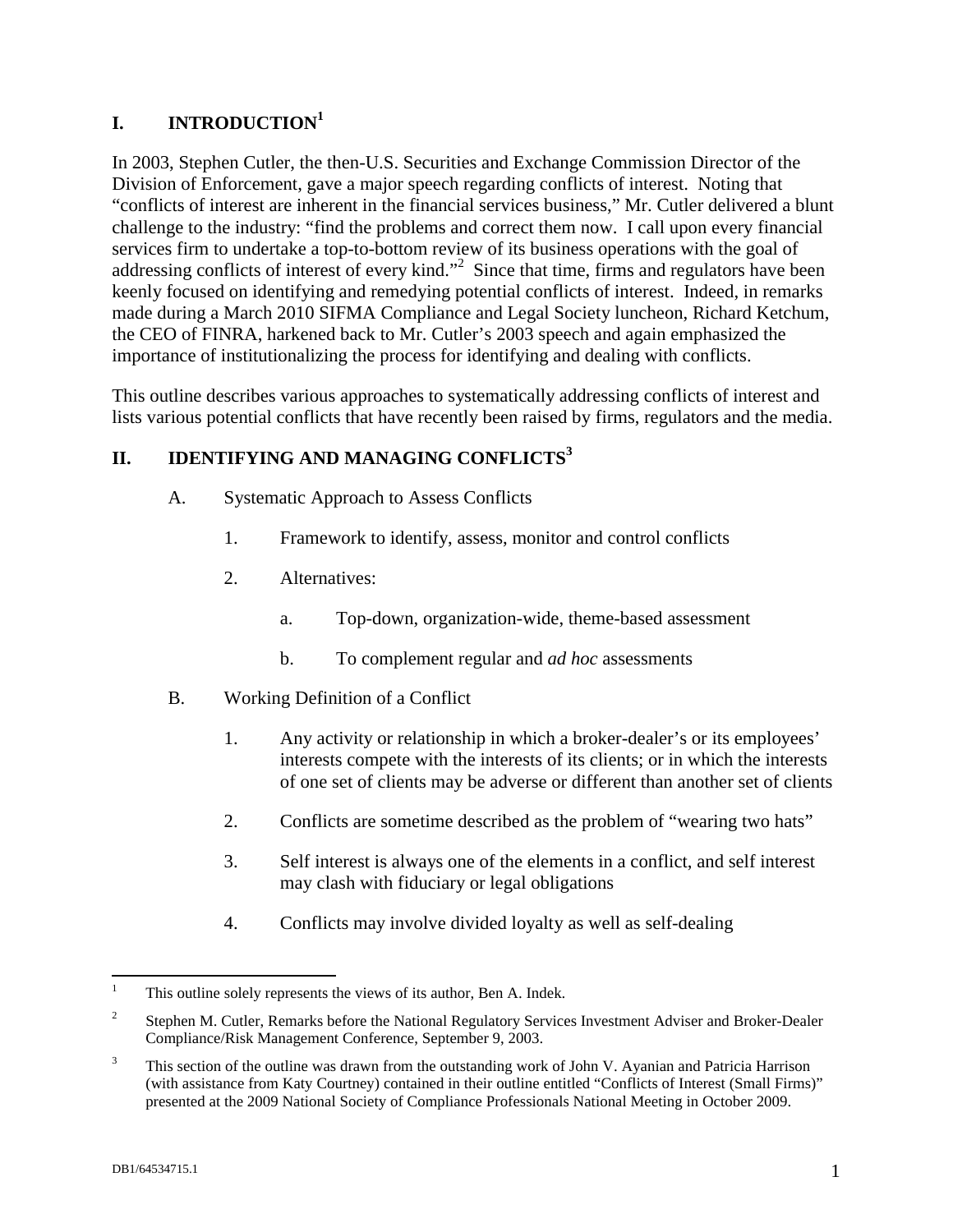## I. INTRODUCTION[1]

In 2003, Stephen Cutler, the then-U.S. Securities and Exchange Commission Director of the Division of Enforcement, gave a major speech regarding conflicts of interest. Noting that "conflicts of interest are inherent in the financial services business," Mr. Cutler delivered a blunt challenge to the industry: "find the problems and correct them now. I call upon every financial services firm to undertake a top-to-bottom review of its business operations with the goal of addressing conflicts of interest of every kind."[2] Since that time, firms and regulators have been keenly focused on identifying and remedying potential conflicts of interest. Indeed, in remarks made during a March 2010 SIFMA Compliance and Legal Society luncheon, Richard Ketchum, the CEO of FINRA, harkened back to Mr. Cutler's 2003 speech and again emphasized the importance of institutionalizing the process for identifying and dealing with conflicts.

This outline describes various approaches to systematically addressing conflicts of interest and lists various potential conflicts that have recently been raised by firms, regulators and the media.

## II. IDENTIFYING AND MANAGING CONFLICTS[3]

A. Systematic Approach to Assess Conflicts

1. Framework to identify, assess, monitor and control conflicts

2. Alternatives:

   a. Top-down, organization-wide, theme-based assessment

   b. To complement regular and *ad hoc* assessments

B. Working Definition of a Conflict

1. Any activity or relationship in which a broker-dealer's or its employees' interests compete with the interests of its clients; or in which the interests of one set of clients may be adverse or different than another set of clients

2. Conflicts are sometime described as the problem of "wearing two hats"

3. Self interest is always one of the elements in a conflict, and self interest may clash with fiduciary or legal obligations

4. Conflicts may involve divided loyalty as well as self-dealing

---

[1] This outline solely represents the views of its author, Ben A. Indek.

[2] Stephen M. Cutler, Remarks before the National Regulatory Services Investment Adviser and Broker-Dealer Compliance/Risk Management Conference, September 9, 2003.

[3] This section of the outline was drawn from the outstanding work of John V. Ayanian and Patricia Harrison (with assistance from Katy Courtney) contained in their outline entitled "Conflicts of Interest (Small Firms)" presented at the 2009 National Society of Compliance Professionals National Meeting in October 2009.

DB1/64534715.1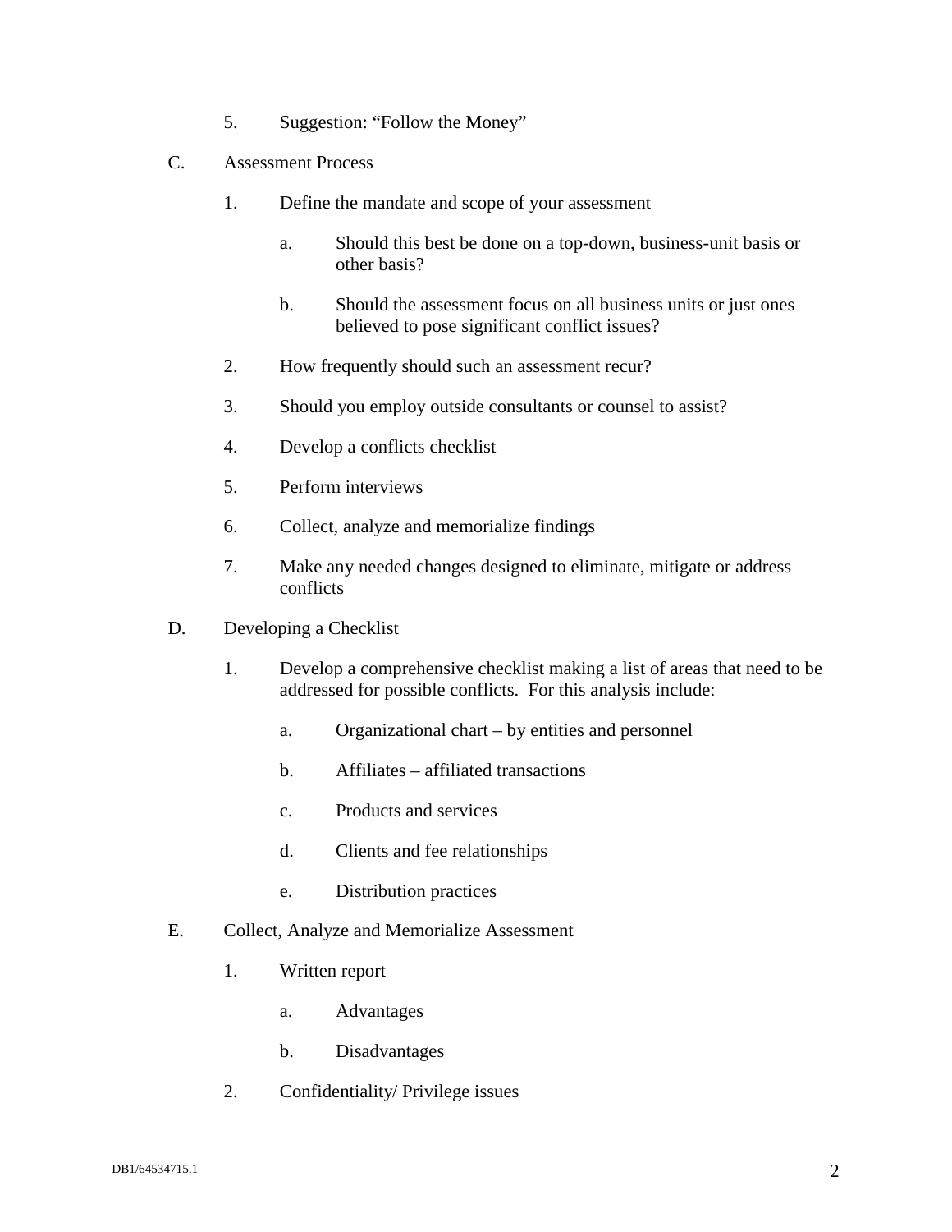5. Suggestion: "Follow the Money"

C. Assessment Process

1. Define the mandate and scope of your assessment

   a. Should this best be done on a top-down, business-unit basis or other basis?

   b. Should the assessment focus on all business units or just ones believed to pose significant conflict issues?

2. How frequently should such an assessment recur?

3. Should you employ outside consultants or counsel to assist?

4. Develop a conflicts checklist

5. Perform interviews

6. Collect, analyze and memorialize findings

7. Make any needed changes designed to eliminate, mitigate or address conflicts

D. Developing a Checklist

1. Develop a comprehensive checklist making a list of areas that need to be addressed for possible conflicts. For this analysis include:

   a. Organizational chart – by entities and personnel

   b. Affiliates – affiliated transactions

   c. Products and services

   d. Clients and fee relationships

   e. Distribution practices

E. Collect, Analyze and Memorialize Assessment

1. Written report

   a. Advantages

   b. Disadvantages

2. Confidentiality/ Privilege issues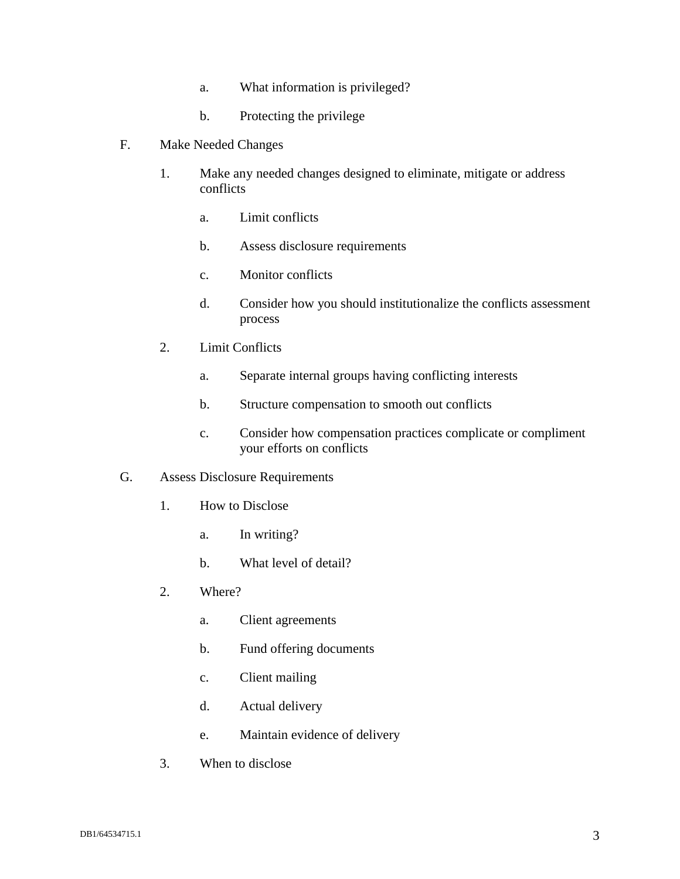a. What information is privileged?

   b. Protecting the privilege

F. Make Needed Changes

   1. Make any needed changes designed to eliminate, mitigate or address conflicts

      a. Limit conflicts

      b. Assess disclosure requirements

      c. Monitor conflicts

      d. Consider how you should institutionalize the conflicts assessment process

   2. Limit Conflicts

      a. Separate internal groups having conflicting interests

      b. Structure compensation to smooth out conflicts

      c. Consider how compensation practices complicate or compliment your efforts on conflicts

G. Assess Disclosure Requirements

   1. How to Disclose

      a. In writing?

      b. What level of detail?

   2. Where?

      a. Client agreements

      b. Fund offering documents

      c. Client mailing

      d. Actual delivery

      e. Maintain evidence of delivery

   3. When to disclose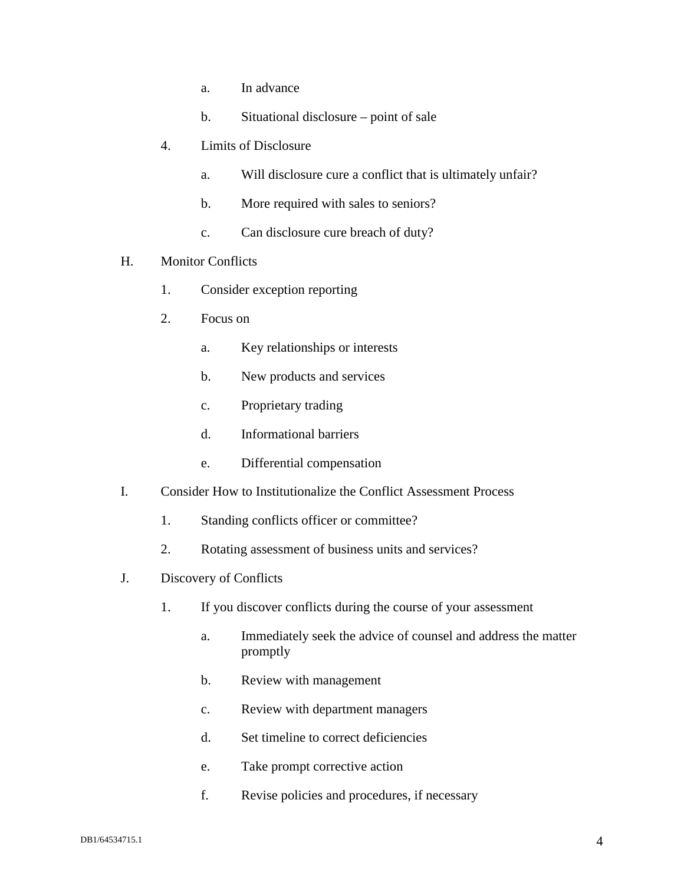a. In advance

b. Situational disclosure – point of sale

4. Limits of Disclosure

   a. Will disclosure cure a conflict that is ultimately unfair?

   b. More required with sales to seniors?

   c. Can disclosure cure breach of duty?

H. Monitor Conflicts

1. Consider exception reporting

2. Focus on

   a. Key relationships or interests

   b. New products and services

   c. Proprietary trading

   d. Informational barriers

   e. Differential compensation

I. Consider How to Institutionalize the Conflict Assessment Process

1. Standing conflicts officer or committee?

2. Rotating assessment of business units and services?

J. Discovery of Conflicts

1. If you discover conflicts during the course of your assessment

   a. Immediately seek the advice of counsel and address the matter promptly

   b. Review with management

   c. Review with department managers

   d. Set timeline to correct deficiencies

   e. Take prompt corrective action

   f. Revise policies and procedures, if necessary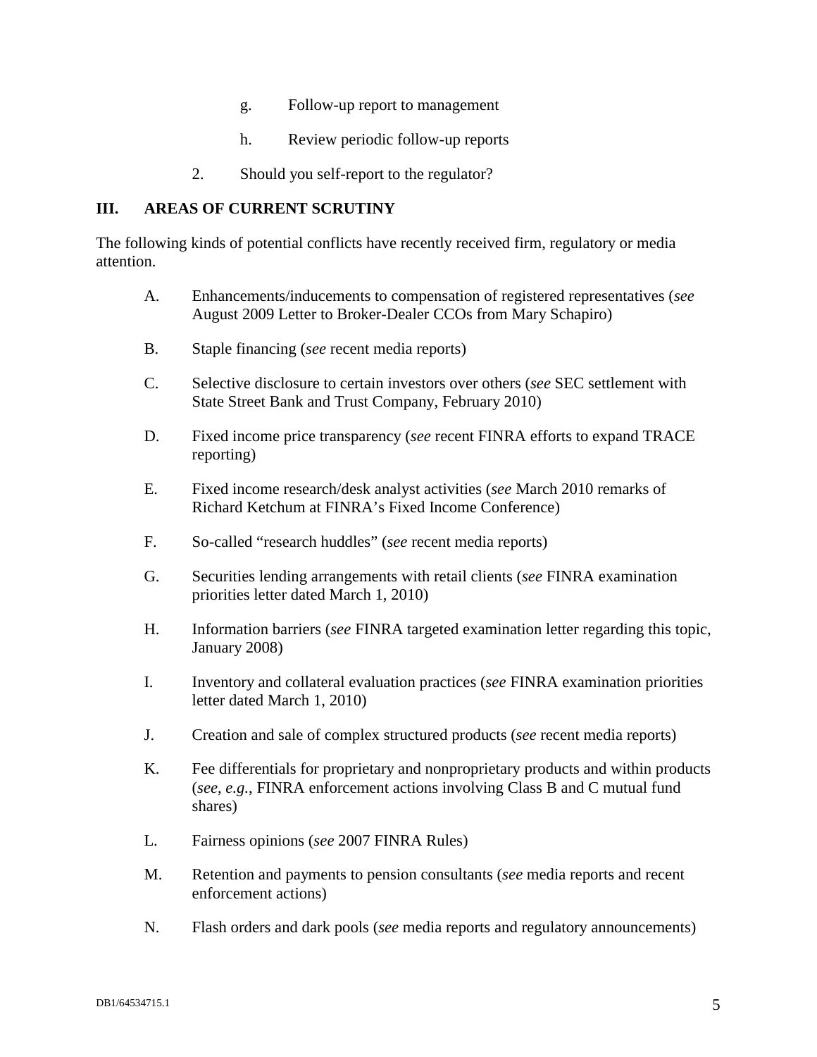g. Follow-up report to management

h. Review periodic follow-up reports

2. Should you self-report to the regulator?

## III. AREAS OF CURRENT SCRUTINY

The following kinds of potential conflicts have recently received firm, regulatory or media attention.

A. Enhancements/inducements to compensation of registered representatives (*see* August 2009 Letter to Broker-Dealer CCOs from Mary Schapiro)

B. Staple financing (*see* recent media reports)

C. Selective disclosure to certain investors over others (*see* SEC settlement with State Street Bank and Trust Company, February 2010)

D. Fixed income price transparency (*see* recent FINRA efforts to expand TRACE reporting)

E. Fixed income research/desk analyst activities (*see* March 2010 remarks of Richard Ketchum at FINRA's Fixed Income Conference)

F. So-called "research huddles" (*see* recent media reports)

G. Securities lending arrangements with retail clients (*see* FINRA examination priorities letter dated March 1, 2010)

H. Information barriers (*see* FINRA targeted examination letter regarding this topic, January 2008)

I. Inventory and collateral evaluation practices (*see* FINRA examination priorities letter dated March 1, 2010)

J. Creation and sale of complex structured products (*see* recent media reports)

K. Fee differentials for proprietary and nonproprietary products and within products (*see*, *e.g.*, FINRA enforcement actions involving Class B and C mutual fund shares)

L. Fairness opinions (*see* 2007 FINRA Rules)

M. Retention and payments to pension consultants (*see* media reports and recent enforcement actions)

N. Flash orders and dark pools (*see* media reports and regulatory announcements)